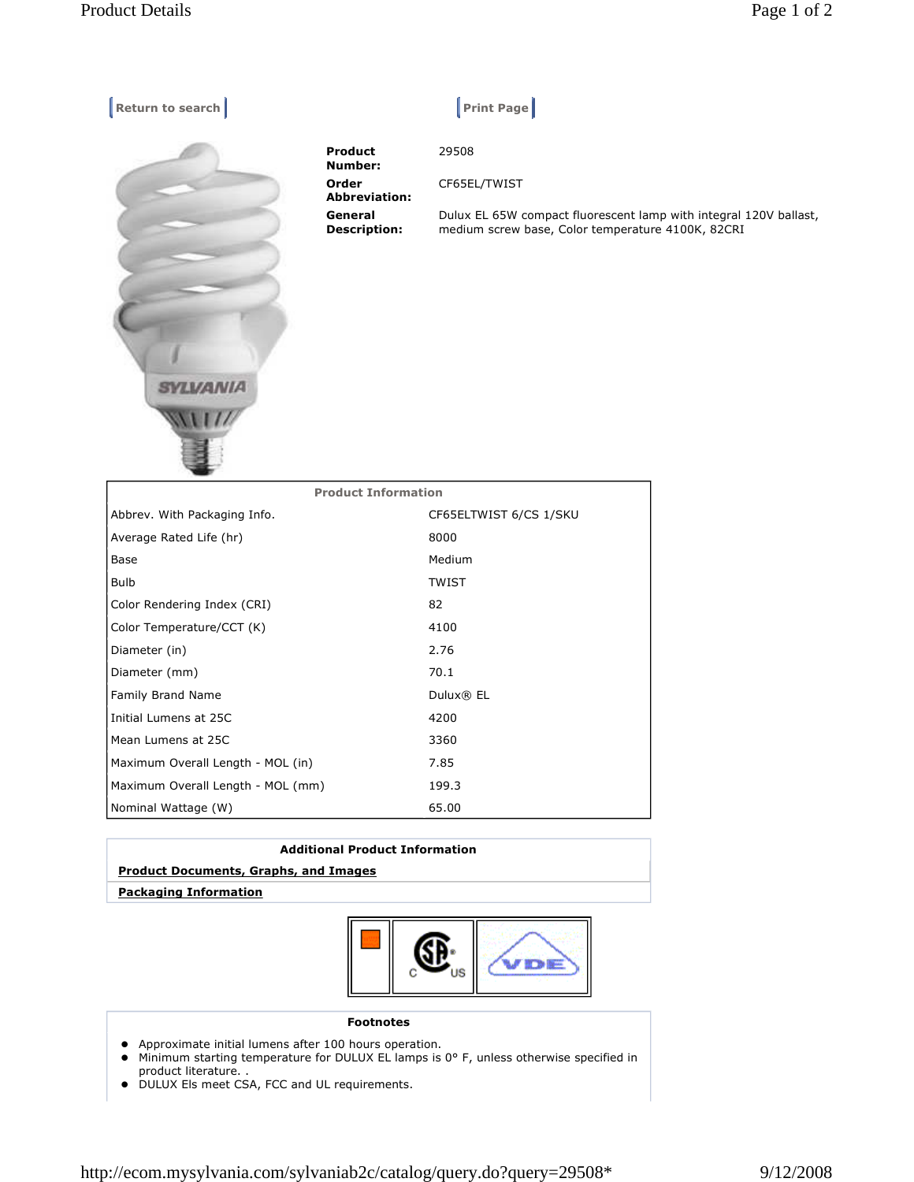Return to search | Print Page

| | |
|---|---|
| **Product Number:** | 29508 |
| **Order Abbreviation:** | CF65EL/TWIST |
| **General Description:** | Dulux EL 65W compact fluorescent lamp with integral 120V ballast, medium screw base, Color temperature 4100K, 82CRI |

| Product Information | |
|---|---|
| Abbrev. With Packaging Info. | CF65ELTWIST 6/CS 1/SKU |
| Average Rated Life (hr) | 8000 |
| Base | Medium |
| Bulb | TWIST |
| Color Rendering Index (CRI) | 82 |
| Color Temperature/CCT (K) | 4100 |
| Diameter (in) | 2.76 |
| Diameter (mm) | 70.1 |
| Family Brand Name | Dulux® EL |
| Initial Lumens at 25C | 4200 |
| Mean Lumens at 25C | 3360 |
| Maximum Overall Length - MOL (in) | 7.85 |
| Maximum Overall Length - MOL (mm) | 199.3 |
| Nominal Wattage (W) | 65.00 |

**Additional Product Information**

**Product Documents, Graphs, and Images**

**Packaging Information**

**Footnotes**

- Approximate initial lumens after 100 hours operation.
- Minimum starting temperature for DULUX EL lamps is 0° F, unless otherwise specified in product literature. .
- DULUX Els meet CSA, FCC and UL requirements.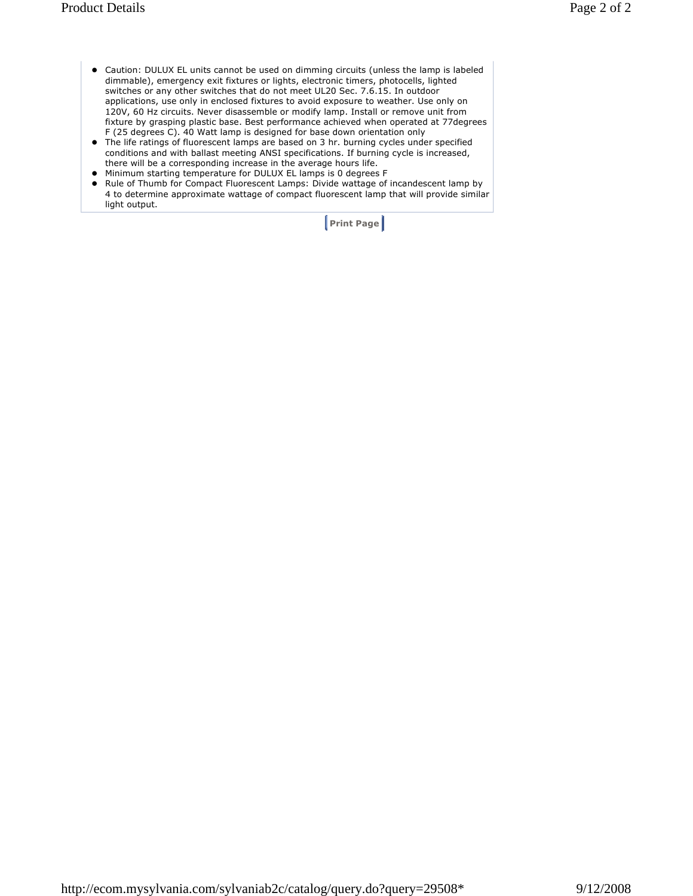- Caution: DULUX EL units cannot be used on dimming circuits (unless the lamp is labeled dimmable), emergency exit fixtures or lights, electronic timers, photocells, lighted switches or any other switches that do not meet UL20 Sec. 7.6.15. In outdoor applications, use only in enclosed fixtures to avoid exposure to weather. Use only on 120V, 60 Hz circuits. Never disassemble or modify lamp. Install or remove unit from fixture by grasping plastic base. Best performance achieved when operated at 77degrees F (25 degrees C). 40 Watt lamp is designed for base down orientation only
- The life ratings of fluorescent lamps are based on 3 hr. burning cycles under specified conditions and with ballast meeting ANSI specifications. If burning cycle is increased, there will be a corresponding increase in the average hours life.
- Minimum starting temperature for DULUX EL lamps is 0 degrees F
- Rule of Thumb for Compact Fluorescent Lamps: Divide wattage of incandescent lamp by 4 to determine approximate wattage of compact fluorescent lamp that will provide similar light output.

Print Page